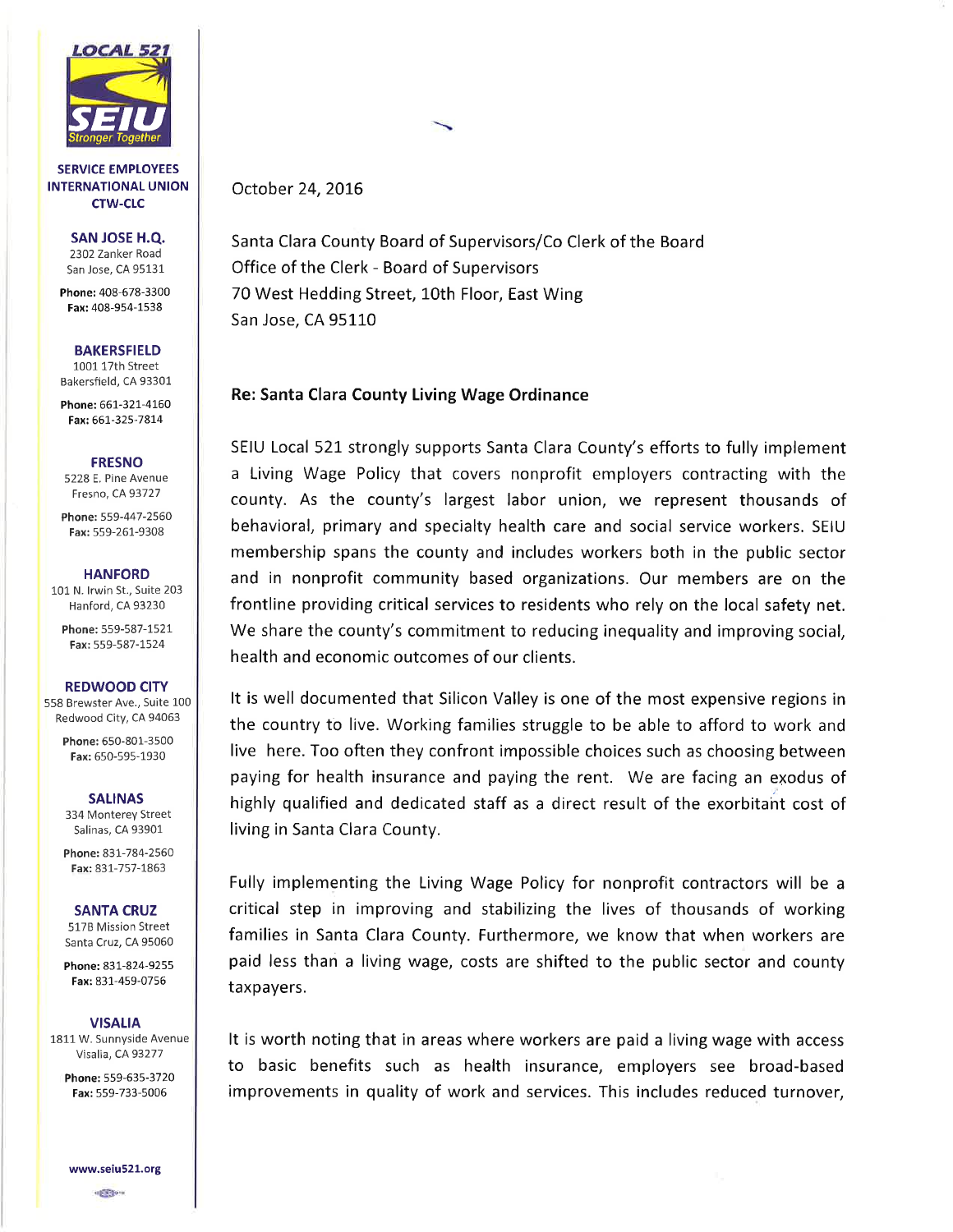**LOCAL 521**
**SEIU**
*Stronger Together*

**SERVICE EMPLOYEES INTERNATIONAL UNION CTW-CLC**

**SAN JOSE H.Q.**
2302 Zanker Road
San Jose, CA 95131
**Phone:** 408-678-3300
**Fax:** 408-954-1538

**BAKERSFIELD**
1001 17th Street
Bakersfield, CA 93301
**Phone:** 661-321-4160
**Fax:** 661-325-7814

**FRESNO**
5228 E. Pine Avenue
Fresno, CA 93727
**Phone:** 559-447-2560
**Fax:** 559-261-9308

**HANFORD**
101 N. Irwin St., Suite 203
Hanford, CA 93230
**Phone:** 559-587-1521
**Fax:** 559-587-1524

**REDWOOD CITY**
558 Brewster Ave., Suite 100
Redwood City, CA 94063
**Phone:** 650-801-3500
**Fax:** 650-595-1930

**SALINAS**
334 Monterey Street
Salinas, CA 93901
**Phone:** 831-784-2560
**Fax:** 831-757-1863

**SANTA CRUZ**
517B Mission Street
Santa Cruz, CA 95060
**Phone:** 831-824-9255
**Fax:** 831-459-0756

**VISALIA**
1811 W. Sunnyside Avenue
Visalia, CA 93277
**Phone:** 559-635-3720
**Fax:** 559-733-5006

**www.seiu521.org**

October 24, 2016

Santa Clara County Board of Supervisors/Co Clerk of the Board
Office of the Clerk - Board of Supervisors
70 West Hedding Street, 10th Floor, East Wing
San Jose, CA 95110

**Re: Santa Clara County Living Wage Ordinance**

SEIU Local 521 strongly supports Santa Clara County's efforts to fully implement a Living Wage Policy that covers nonprofit employers contracting with the county. As the county's largest labor union, we represent thousands of behavioral, primary and specialty health care and social service workers. SEIU membership spans the county and includes workers both in the public sector and in nonprofit community based organizations. Our members are on the frontline providing critical services to residents who rely on the local safety net. We share the county's commitment to reducing inequality and improving social, health and economic outcomes of our clients.

It is well documented that Silicon Valley is one of the most expensive regions in the country to live. Working families struggle to be able to afford to work and live here. Too often they confront impossible choices such as choosing between paying for health insurance and paying the rent. We are facing an exodus of highly qualified and dedicated staff as a direct result of the exorbitant cost of living in Santa Clara County.

Fully implementing the Living Wage Policy for nonprofit contractors will be a critical step in improving and stabilizing the lives of thousands of working families in Santa Clara County. Furthermore, we know that when workers are paid less than a living wage, costs are shifted to the public sector and county taxpayers.

It is worth noting that in areas where workers are paid a living wage with access to basic benefits such as health insurance, employers see broad-based improvements in quality of work and services. This includes reduced turnover,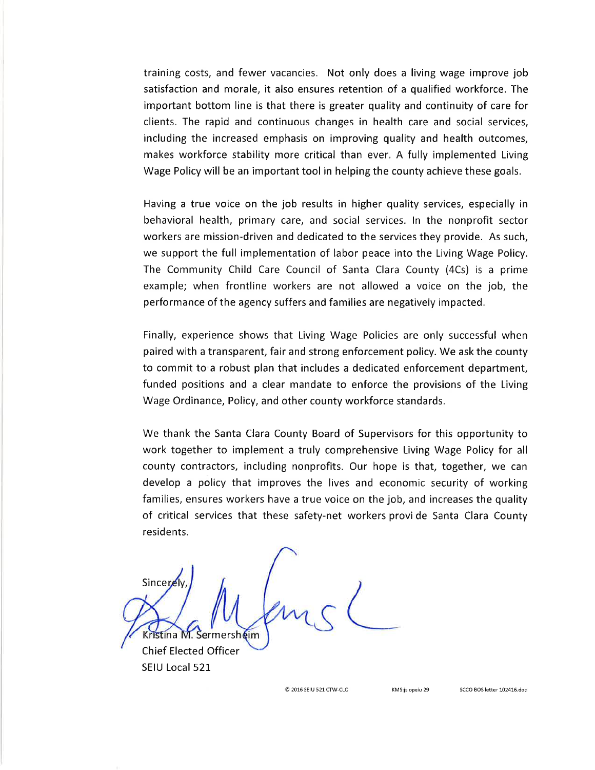training costs, and fewer vacancies. Not only does a living wage improve job satisfaction and morale, it also ensures retention of a qualified workforce. The important bottom line is that there is greater quality and continuity of care for clients. The rapid and continuous changes in health care and social services, including the increased emphasis on improving quality and health outcomes, makes workforce stability more critical than ever. A fully implemented Living Wage Policy will be an important tool in helping the county achieve these goals.

Having a true voice on the job results in higher quality services, especially in behavioral health, primary care, and social services. In the nonprofit sector workers are mission-driven and dedicated to the services they provide. As such, we support the full implementation of labor peace into the Living Wage Policy. The Community Child Care Council of Santa Clara County (4Cs) is a prime example; when frontline workers are not allowed a voice on the job, the performance of the agency suffers and families are negatively impacted.

Finally, experience shows that Living Wage Policies are only successful when paired with a transparent, fair and strong enforcement policy. We ask the county to commit to a robust plan that includes a dedicated enforcement department, funded positions and a clear mandate to enforce the provisions of the Living Wage Ordinance, Policy, and other county workforce standards.

We thank the Santa Clara County Board of Supervisors for this opportunity to work together to implement a truly comprehensive Living Wage Policy for all county contractors, including nonprofits. Our hope is that, together, we can develop a policy that improves the lives and economic security of working families, ensures workers have a true voice on the job, and increases the quality of critical services that these safety-net workers provi de Santa Clara County residents.

Sincerely,

Kristina M. Sermersheim
Chief Elected Officer
SEIU Local 521

© 2016 SEIU 521 CTW-CLC KMS:js opeiu 29 SCCO BOS letter 102416.doc